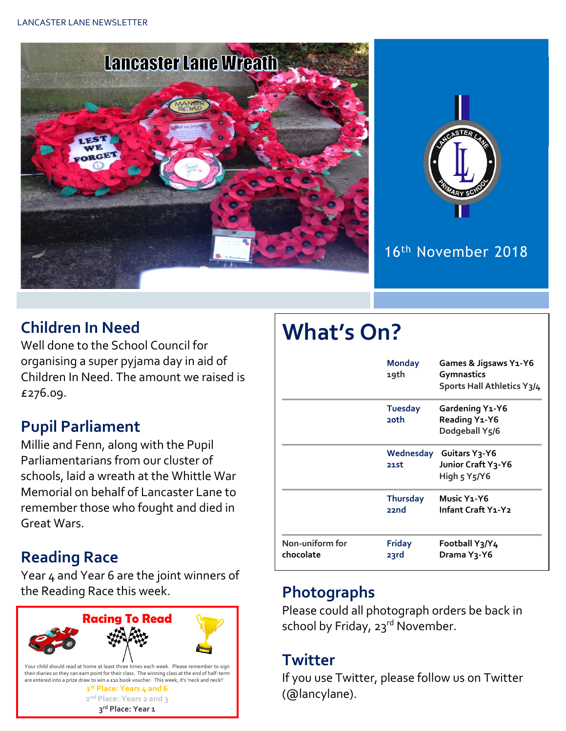# Lancaster Lane Wreath

16th November 2018

## Children In Need

Well done to the School Council for organising a super pyjama day in aid of Children In Need. The amount we raised is £276.09.

## Pupil Parliament

Millie and Fenn, along with the Pupil Parliamentarians from our cluster of schools, laid a wreath at the Whittle War Memorial on behalf of Lancaster Lane to remember those who fought and died in Great Wars.

## Reading Race

Year 4 and Year 6 are the joint winners of the Reading Race this week.

**Racing To Read**

Your child should read at home at least three times each week. Please remember to sign their diaries so they can earn point for their class. The winning class at the end of half-term are entered into a prize draw to win a £10 book voucher. This week, it's 'neck and neck!'

**1st Place: Years 4 and 6**

**2nd Place: Years 2 and 3**

**3rd Place: Year 1**

# What's On?

| | | |
|---|---|---|
| | **Monday 19th** | **Games & Jigsaws Y1-Y6**<br>**Gymnastics**<br>**Sports Hall Athletics Y3/4** |
| | **Tuesday 20th** | **Gardening Y1-Y6**<br>**Reading Y1-Y6**<br>**Dodgeball Y5/6** |
| | **Wednesday 21st** | **Guitars Y3-Y6**<br>**Junior Craft Y3-Y6**<br>**High 5 Y5/Y6** |
| | **Thursday 22nd** | **Music Y1-Y6**<br>**Infant Craft Y1-Y2** |
| **Non-uniform for chocolate** | **Friday 23rd** | **Football Y3/Y4**<br>**Drama Y3-Y6** |

## Photographs

Please could all photograph orders be back in school by Friday, 23rd November.

## Twitter

If you use Twitter, please follow us on Twitter (@lancylane).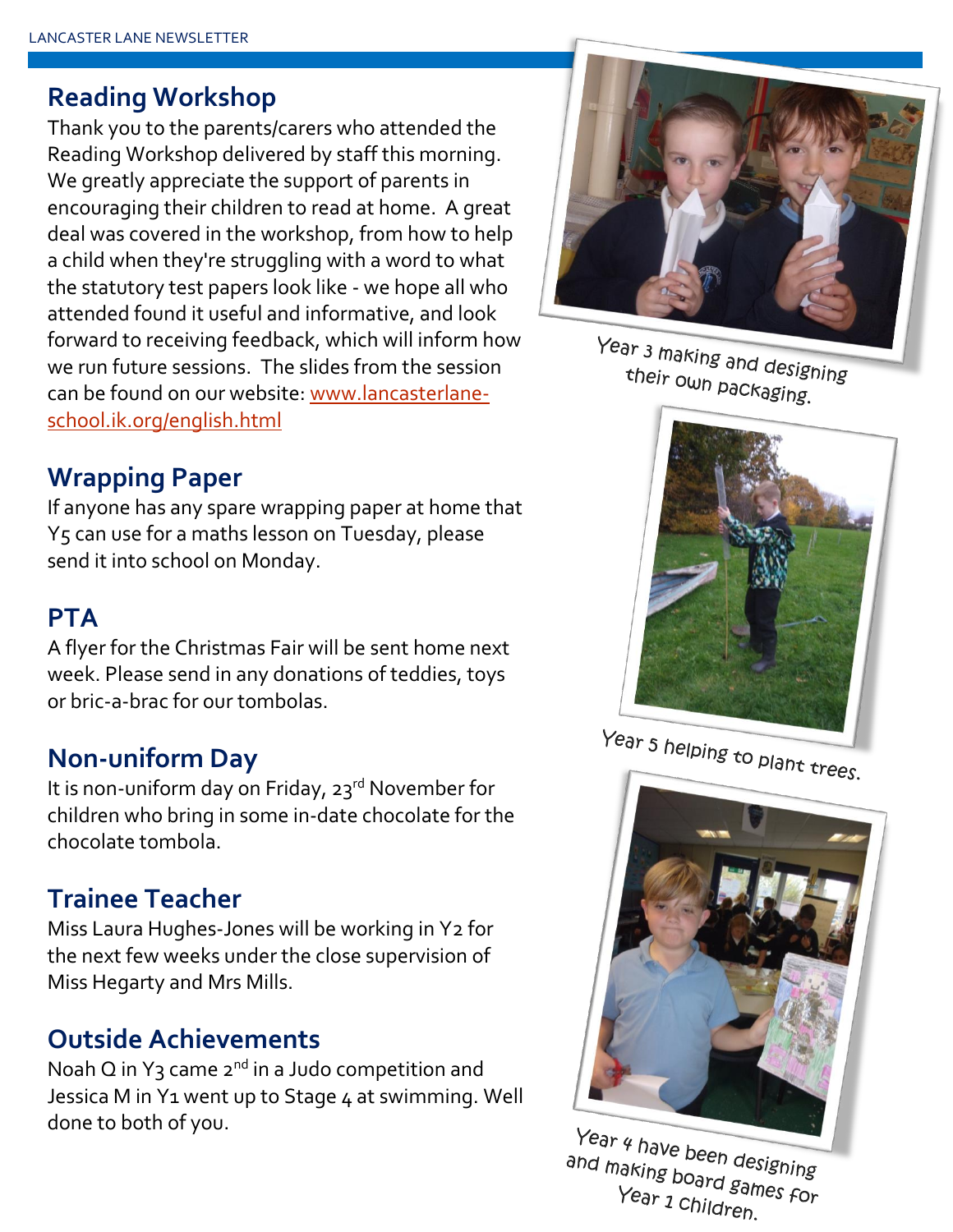## Reading Workshop

Thank you to the parents/carers who attended the Reading Workshop delivered by staff this morning. We greatly appreciate the support of parents in encouraging their children to read at home. A great deal was covered in the workshop, from how to help a child when they're struggling with a word to what the statutory test papers look like - we hope all who attended found it useful and informative, and look forward to receiving feedback, which will inform how we run future sessions. The slides from the session can be found on our website: www.lancasterlane-school.ik.org/english.html

## Wrapping Paper

If anyone has any spare wrapping paper at home that Y5 can use for a maths lesson on Tuesday, please send it into school on Monday.

## PTA

A flyer for the Christmas Fair will be sent home next week. Please send in any donations of teddies, toys or bric-a-brac for our tombolas.

## Non-uniform Day

It is non-uniform day on Friday, 23rd November for children who bring in some in-date chocolate for the chocolate tombola.

## Trainee Teacher

Miss Laura Hughes-Jones will be working in Y2 for the next few weeks under the close supervision of Miss Hegarty and Mrs Mills.

## Outside Achievements

Noah Q in Y3 came 2nd in a Judo competition and Jessica M in Y1 went up to Stage 4 at swimming. Well done to both of you.

Year 3 making and designing their own packaging.

Year 5 helping to plant trees.

Year 4 have been designing and making board games for Year 1 children.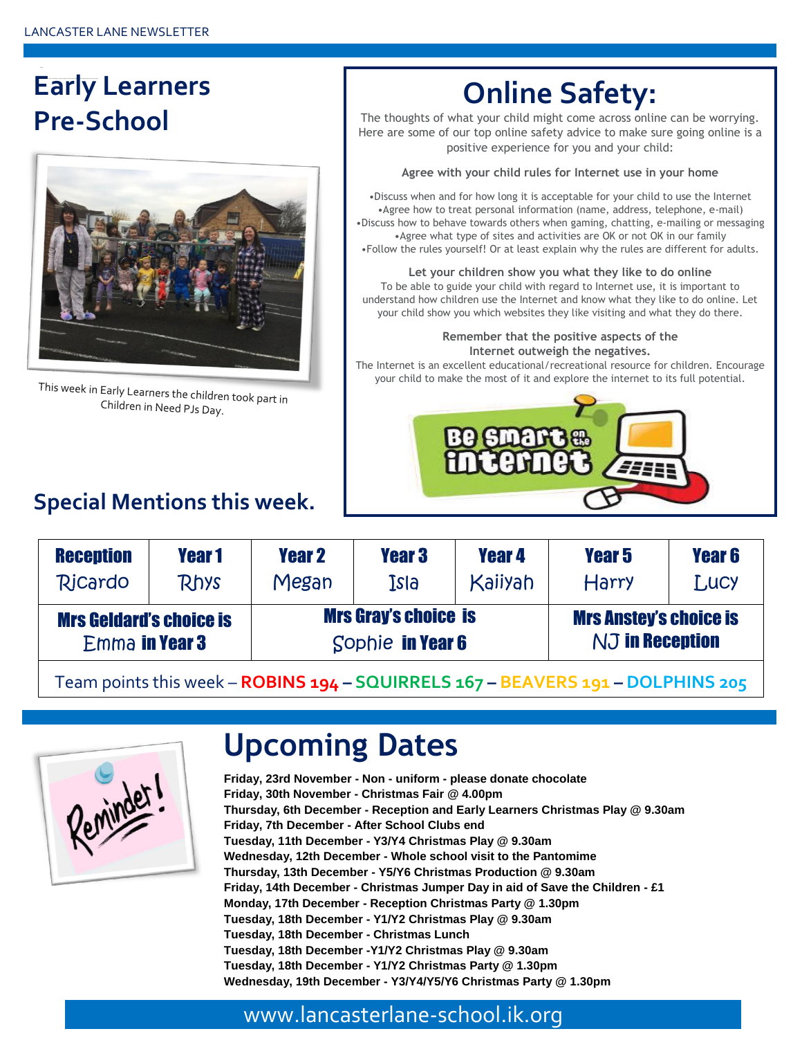## Early Learners Pre-School

This week in Early Learners the children took part in Children in Need PJs Day.

# Online Safety:

The thoughts of what your child might come across online can be worrying. Here are some of our top online safety advice to make sure going online is a positive experience for you and your child:

**Agree with your child rules for Internet use in your home**

- Discuss when and for how long it is acceptable for your child to use the Internet
- Agree how to treat personal information (name, address, telephone, e-mail)
- Discuss how to behave towards others when gaming, chatting, e-mailing or messaging
- Agree what type of sites and activities are OK or not OK in our family
- Follow the rules yourself! Or at least explain why the rules are different for adults.

**Let your children show you what they like to do online**

To be able to guide your child with regard to Internet use, it is important to understand how children use the Internet and know what they like to do online. Let your child show you which websites they like visiting and what they do there.

**Remember that the positive aspects of the Internet outweigh the negatives.**

The Internet is an excellent educational/recreational resource for children. Encourage your child to make the most of it and explore the internet to its full potential.

Be Smart on the internet

## Special Mentions this week.

| Reception | Year 1 | Year 2 | Year 3 | Year 4 | Year 5 | Year 6 |
|---|---|---|---|---|---|---|
| Ricardo | Rhys | Megan | Isla | Kaiiyah | Harry | Lucy |
| **Mrs Geldard's choice is** Emma **in Year 3** | | **Mrs Gray's choice is** Sophie **in Year 6** | | | **Mrs Anstey's choice is** NJ **in Reception** | |

Team points this week – **ROBINS 194** – **SQUIRRELS 167** – **BEAVERS 191** – **DOLPHINS 205**

# Upcoming Dates

**Friday, 23rd November - Non - uniform - please donate chocolate**
**Friday, 30th November - Christmas Fair @ 4.00pm**
**Thursday, 6th December - Reception and Early Learners Christmas Play @ 9.30am**
**Friday, 7th December - After School Clubs end**
**Tuesday, 11th December - Y3/Y4 Christmas Play @ 9.30am**
**Wednesday, 12th December - Whole school visit to the Pantomime**
**Thursday, 13th December - Y5/Y6 Christmas Production @ 9.30am**
**Friday, 14th December - Christmas Jumper Day in aid of Save the Children - £1**
**Monday, 17th December - Reception Christmas Party @ 1.30pm**
**Tuesday, 18th December - Y1/Y2 Christmas Play @ 9.30am**
**Tuesday, 18th December - Christmas Lunch**
**Tuesday, 18th December -Y1/Y2 Christmas Play @ 9.30am**
**Tuesday, 18th December - Y1/Y2 Christmas Party @ 1.30pm**
**Wednesday, 19th December - Y3/Y4/Y5/Y6 Christmas Party @ 1.30pm**

www.lancasterlane-school.ik.org